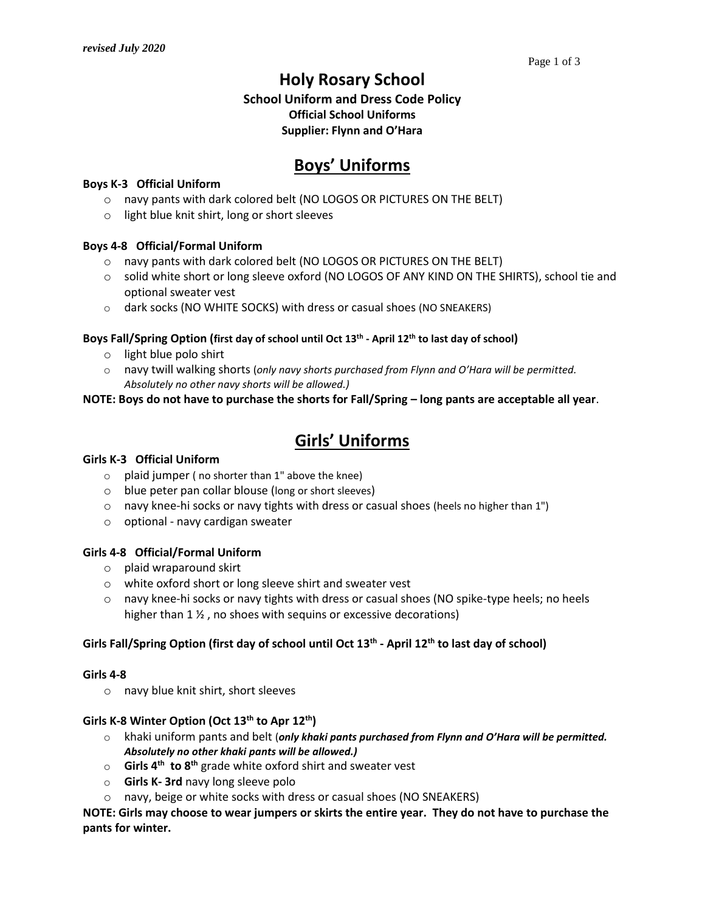*revised July 2020*

# Holy Rosary School

**School Uniform and Dress Code Policy**
**Official School Uniforms**
**Supplier: Flynn and O'Hara**

## Boys' Uniforms

**Boys K-3 Official Uniform**

- navy pants with dark colored belt (NO LOGOS OR PICTURES ON THE BELT)
- light blue knit shirt, long or short sleeves

**Boys 4-8 Official/Formal Uniform**

- navy pants with dark colored belt (NO LOGOS OR PICTURES ON THE BELT)
- solid white short or long sleeve oxford (NO LOGOS OF ANY KIND ON THE SHIRTS), school tie and optional sweater vest
- dark socks (NO WHITE SOCKS) with dress or casual shoes (NO SNEAKERS)

**Boys Fall/Spring Option (first day of school until Oct 13th - April 12th to last day of school)**

- light blue polo shirt
- navy twill walking shorts (*only navy shorts purchased from Flynn and O'Hara will be permitted. Absolutely no other navy shorts will be allowed.)*

**NOTE: Boys do not have to purchase the shorts for Fall/Spring – long pants are acceptable all year**.

## Girls' Uniforms

**Girls K-3 Official Uniform**

- plaid jumper ( no shorter than 1" above the knee)
- blue peter pan collar blouse (long or short sleeves)
- navy knee-hi socks or navy tights with dress or casual shoes (heels no higher than 1")
- optional - navy cardigan sweater

**Girls 4-8 Official/Formal Uniform**

- plaid wraparound skirt
- white oxford short or long sleeve shirt and sweater vest
- navy knee-hi socks or navy tights with dress or casual shoes (NO spike-type heels; no heels higher than 1 ½ , no shoes with sequins or excessive decorations)

**Girls Fall/Spring Option (first day of school until Oct 13th - April 12th to last day of school)**

**Girls 4-8**

- navy blue knit shirt, short sleeves

**Girls K-8 Winter Option (Oct 13th to Apr 12th)**

- khaki uniform pants and belt (***only khaki pants purchased from Flynn and O'Hara will be permitted. Absolutely no other khaki pants will be allowed.)***
- **Girls 4th to 8th** grade white oxford shirt and sweater vest
- **Girls K- 3rd** navy long sleeve polo
- navy, beige or white socks with dress or casual shoes (NO SNEAKERS)

**NOTE: Girls may choose to wear jumpers or skirts the entire year. They do not have to purchase the pants for winter.**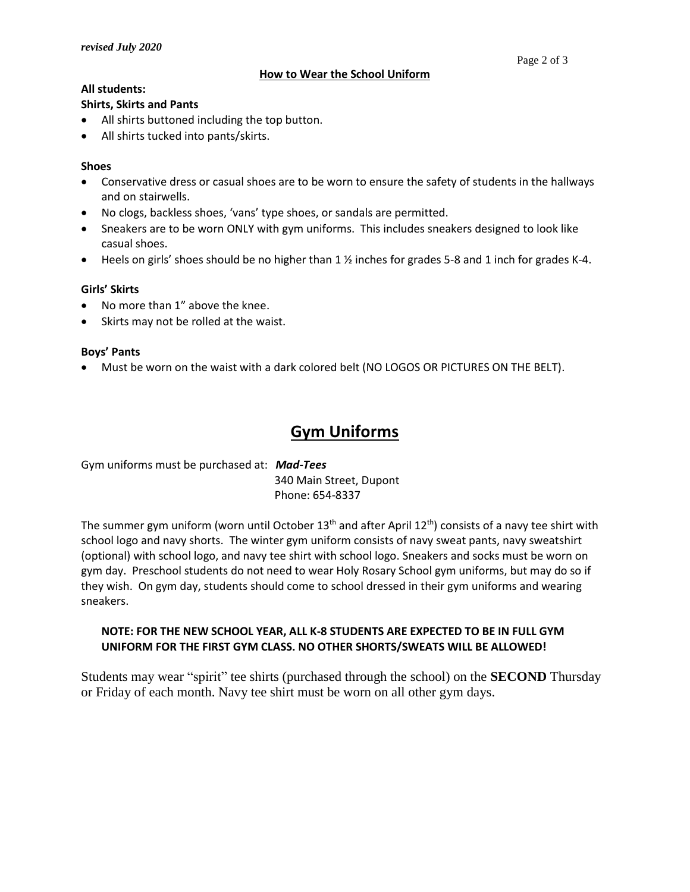*revised July 2020*

**How to Wear the School Uniform**

**All students:**

**Shirts, Skirts and Pants**

- All shirts buttoned including the top button.
- All shirts tucked into pants/skirts.

**Shoes**

- Conservative dress or casual shoes are to be worn to ensure the safety of students in the hallways and on stairwells.
- No clogs, backless shoes, 'vans' type shoes, or sandals are permitted.
- Sneakers are to be worn ONLY with gym uniforms. This includes sneakers designed to look like casual shoes.
- Heels on girls' shoes should be no higher than 1 ½ inches for grades 5-8 and 1 inch for grades K-4.

**Girls' Skirts**

- No more than 1" above the knee.
- Skirts may not be rolled at the waist.

**Boys' Pants**

- Must be worn on the waist with a dark colored belt (NO LOGOS OR PICTURES ON THE BELT).

## Gym Uniforms

Gym uniforms must be purchased at: ***Mad-Tees***
340 Main Street, Dupont
Phone: 654-8337

The summer gym uniform (worn until October 13th and after April 12th) consists of a navy tee shirt with school logo and navy shorts. The winter gym uniform consists of navy sweat pants, navy sweatshirt (optional) with school logo, and navy tee shirt with school logo. Sneakers and socks must be worn on gym day. Preschool students do not need to wear Holy Rosary School gym uniforms, but may do so if they wish. On gym day, students should come to school dressed in their gym uniforms and wearing sneakers.

**NOTE: FOR THE NEW SCHOOL YEAR, ALL K-8 STUDENTS ARE EXPECTED TO BE IN FULL GYM UNIFORM FOR THE FIRST GYM CLASS. NO OTHER SHORTS/SWEATS WILL BE ALLOWED!**

Students may wear "spirit" tee shirts (purchased through the school) on the **SECOND** Thursday or Friday of each month. Navy tee shirt must be worn on all other gym days.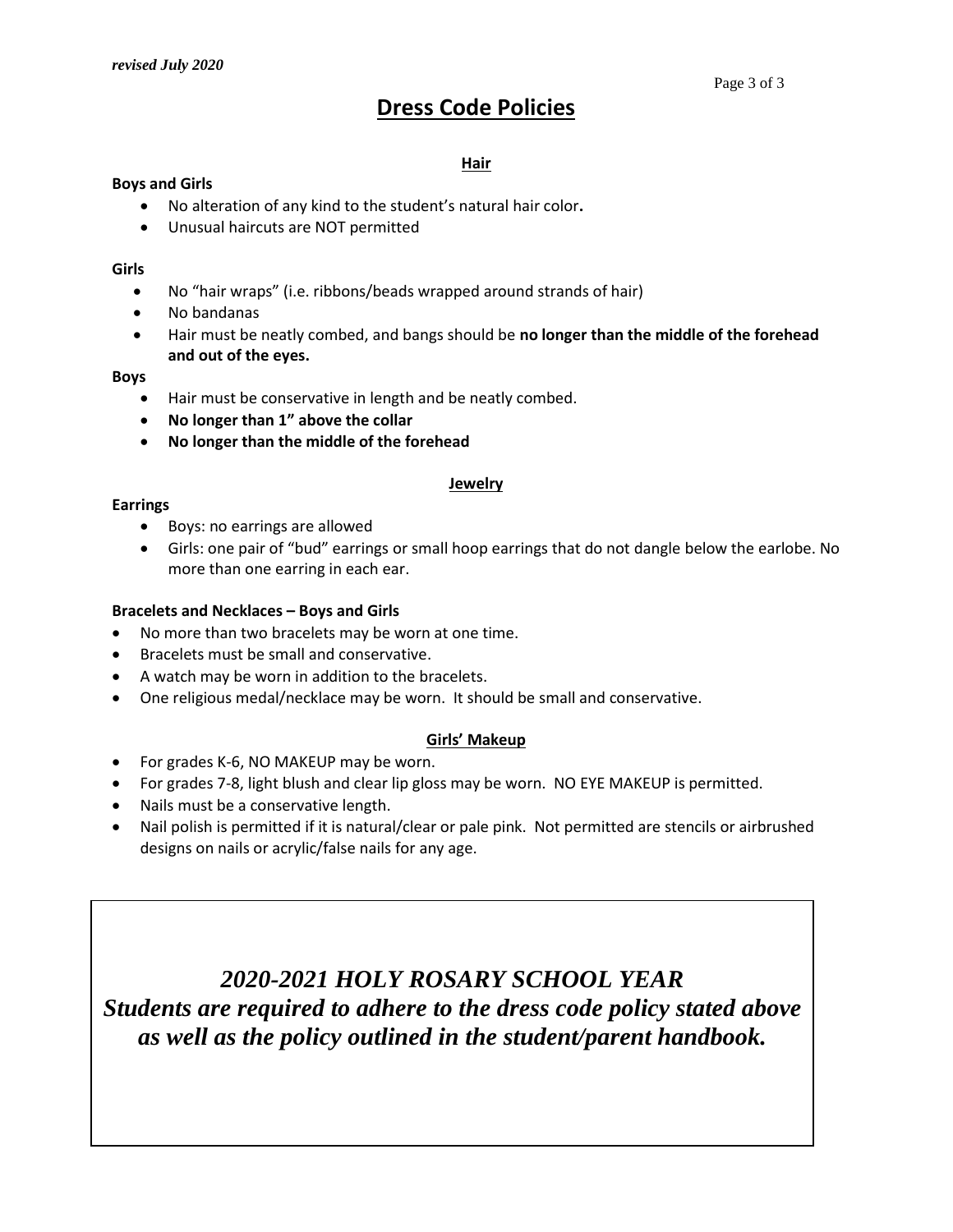*revised July 2020*

# Dress Code Policies

## Hair

**Boys and Girls**

- No alteration of any kind to the student's natural hair color**.**
- Unusual haircuts are NOT permitted

**Girls**

- No "hair wraps" (i.e. ribbons/beads wrapped around strands of hair)
- No bandanas
- Hair must be neatly combed, and bangs should be **no longer than the middle of the forehead and out of the eyes.**

**Boys**

- Hair must be conservative in length and be neatly combed.
- **No longer than 1" above the collar**
- **No longer than the middle of the forehead**

## Jewelry

**Earrings**

- Boys: no earrings are allowed
- Girls: one pair of "bud" earrings or small hoop earrings that do not dangle below the earlobe. No more than one earring in each ear.

**Bracelets and Necklaces – Boys and Girls**

- No more than two bracelets may be worn at one time.
- Bracelets must be small and conservative.
- A watch may be worn in addition to the bracelets.
- One religious medal/necklace may be worn. It should be small and conservative.

## Girls' Makeup

- For grades K-6, NO MAKEUP may be worn.
- For grades 7-8, light blush and clear lip gloss may be worn. NO EYE MAKEUP is permitted.
- Nails must be a conservative length.
- Nail polish is permitted if it is natural/clear or pale pink. Not permitted are stencils or airbrushed designs on nails or acrylic/false nails for any age.

***2020-2021 HOLY ROSARY SCHOOL YEAR***
***Students are required to adhere to the dress code policy stated above as well as the policy outlined in the student/parent handbook.***